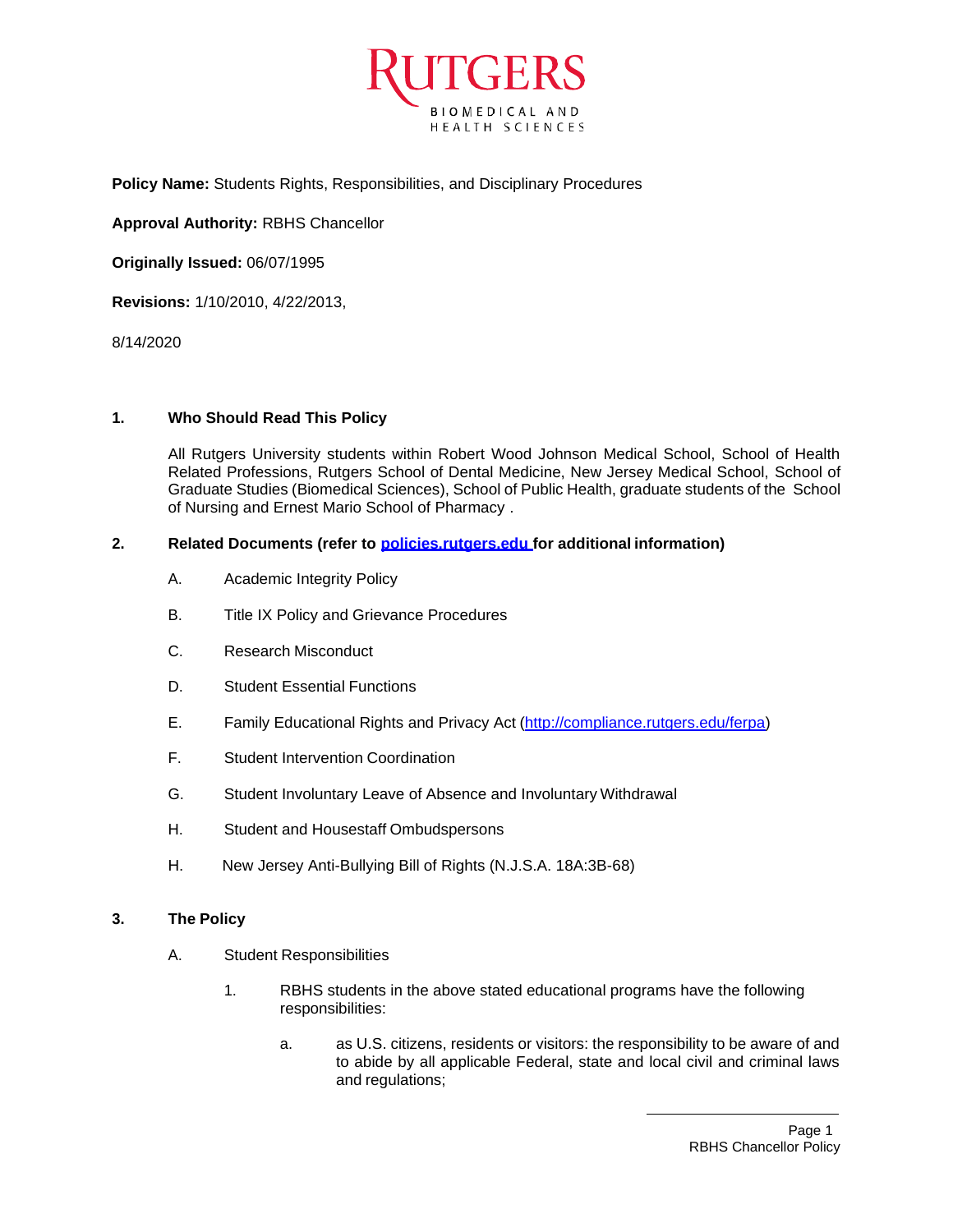**Policy Name:** Students Rights, Responsibilities, and Disciplinary Procedures

**Approval Authority:** RBHS Chancellor

**Originally Issued:** 06/07/1995

**Revisions:** 1/10/2010, 4/22/2013,

8/14/2020

## 1. Who Should Read This Policy

All Rutgers University students within Robert Wood Johnson Medical School, School of Health Related Professions, Rutgers School of Dental Medicine, New Jersey Medical School, School of Graduate Studies (Biomedical Sciences), School of Public Health, graduate students of the School of Nursing and Ernest Mario School of Pharmacy .

## 2. Related Documents (refer to [policies.rutgers.edu](policies.rutgers.edu) for additional information)

A. Academic Integrity Policy

B. Title IX Policy and Grievance Procedures

C. Research Misconduct

D. Student Essential Functions

E. Family Educational Rights and Privacy Act (http://compliance.rutgers.edu/ferpa)

F. Student Intervention Coordination

G. Student Involuntary Leave of Absence and Involuntary Withdrawal

H. Student and Housestaff Ombudspersons

H. New Jersey Anti-Bullying Bill of Rights (N.J.S.A. 18A:3B-68)

## 3. The Policy

A. Student Responsibilities

1. RBHS students in the above stated educational programs have the following responsibilities:

   a. as U.S. citizens, residents or visitors: the responsibility to be aware of and to abide by all applicable Federal, state and local civil and criminal laws and regulations;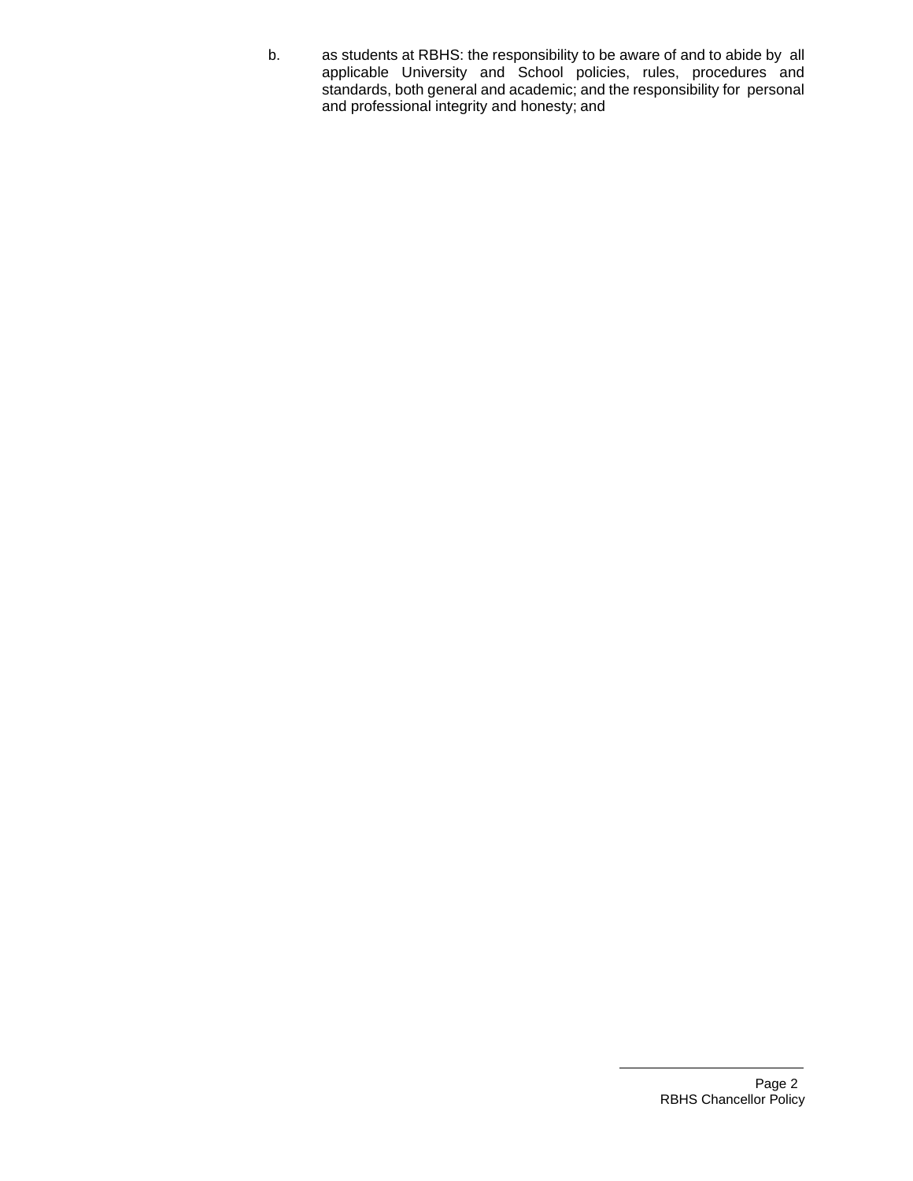b. as students at RBHS: the responsibility to be aware of and to abide by all applicable University and School policies, rules, procedures and standards, both general and academic; and the responsibility for personal and professional integrity and honesty; and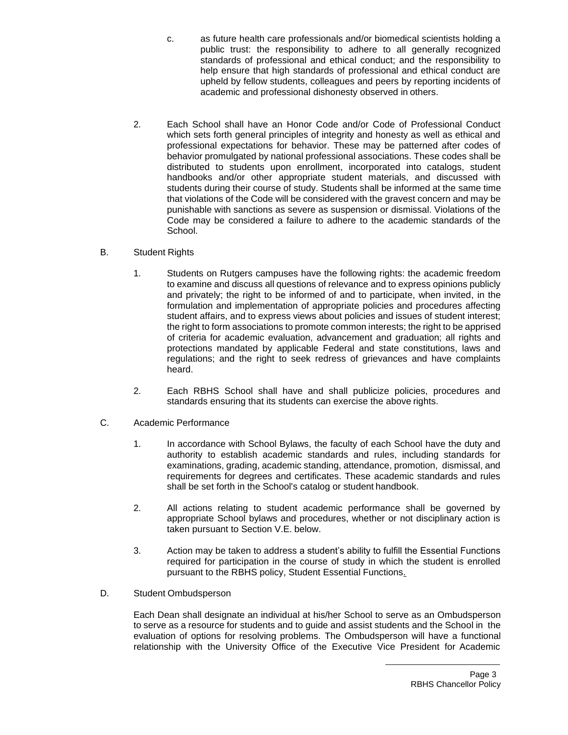c. as future health care professionals and/or biomedical scientists holding a public trust: the responsibility to adhere to all generally recognized standards of professional and ethical conduct; and the responsibility to help ensure that high standards of professional and ethical conduct are upheld by fellow students, colleagues and peers by reporting incidents of academic and professional dishonesty observed in others.

2. Each School shall have an Honor Code and/or Code of Professional Conduct which sets forth general principles of integrity and honesty as well as ethical and professional expectations for behavior. These may be patterned after codes of behavior promulgated by national professional associations. These codes shall be distributed to students upon enrollment, incorporated into catalogs, student handbooks and/or other appropriate student materials, and discussed with students during their course of study. Students shall be informed at the same time that violations of the Code will be considered with the gravest concern and may be punishable with sanctions as severe as suspension or dismissal. Violations of the Code may be considered a failure to adhere to the academic standards of the School.

B. Student Rights

1. Students on Rutgers campuses have the following rights: the academic freedom to examine and discuss all questions of relevance and to express opinions publicly and privately; the right to be informed of and to participate, when invited, in the formulation and implementation of appropriate policies and procedures affecting student affairs, and to express views about policies and issues of student interest; the right to form associations to promote common interests; the right to be apprised of criteria for academic evaluation, advancement and graduation; all rights and protections mandated by applicable Federal and state constitutions, laws and regulations; and the right to seek redress of grievances and have complaints heard.

2. Each RBHS School shall have and shall publicize policies, procedures and standards ensuring that its students can exercise the above rights.

C. Academic Performance

1. In accordance with School Bylaws, the faculty of each School have the duty and authority to establish academic standards and rules, including standards for examinations, grading, academic standing, attendance, promotion, dismissal, and requirements for degrees and certificates. These academic standards and rules shall be set forth in the School's catalog or student handbook.

2. All actions relating to student academic performance shall be governed by appropriate School bylaws and procedures, whether or not disciplinary action is taken pursuant to Section V.E. below.

3. Action may be taken to address a student's ability to fulfill the Essential Functions required for participation in the course of study in which the student is enrolled pursuant to the RBHS policy, Student Essential Functions.

D. Student Ombudsperson

Each Dean shall designate an individual at his/her School to serve as an Ombudsperson to serve as a resource for students and to guide and assist students and the School in the evaluation of options for resolving problems. The Ombudsperson will have a functional relationship with the University Office of the Executive Vice President for Academic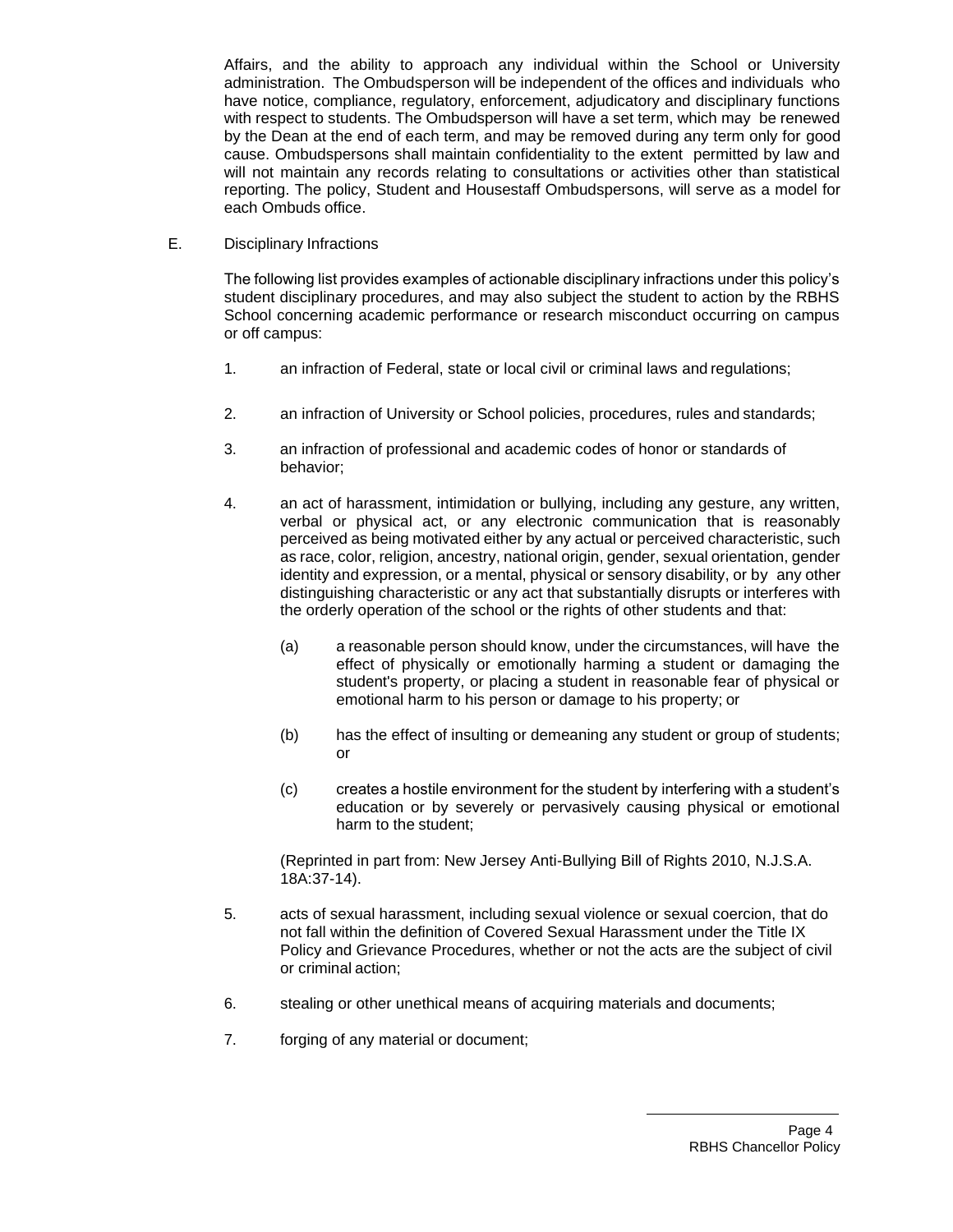Affairs, and the ability to approach any individual within the School or University administration. The Ombudsperson will be independent of the offices and individuals who have notice, compliance, regulatory, enforcement, adjudicatory and disciplinary functions with respect to students. The Ombudsperson will have a set term, which may be renewed by the Dean at the end of each term, and may be removed during any term only for good cause. Ombudspersons shall maintain confidentiality to the extent permitted by law and will not maintain any records relating to consultations or activities other than statistical reporting. The policy, Student and Housestaff Ombudspersons, will serve as a model for each Ombuds office.

E. Disciplinary Infractions

The following list provides examples of actionable disciplinary infractions under this policy's student disciplinary procedures, and may also subject the student to action by the RBHS School concerning academic performance or research misconduct occurring on campus or off campus:

1. an infraction of Federal, state or local civil or criminal laws and regulations;

2. an infraction of University or School policies, procedures, rules and standards;

3. an infraction of professional and academic codes of honor or standards of behavior;

4. an act of harassment, intimidation or bullying, including any gesture, any written, verbal or physical act, or any electronic communication that is reasonably perceived as being motivated either by any actual or perceived characteristic, such as race, color, religion, ancestry, national origin, gender, sexual orientation, gender identity and expression, or a mental, physical or sensory disability, or by any other distinguishing characteristic or any act that substantially disrupts or interferes with the orderly operation of the school or the rights of other students and that:

   (a) a reasonable person should know, under the circumstances, will have the effect of physically or emotionally harming a student or damaging the student's property, or placing a student in reasonable fear of physical or emotional harm to his person or damage to his property; or

   (b) has the effect of insulting or demeaning any student or group of students; or

   (c) creates a hostile environment for the student by interfering with a student's education or by severely or pervasively causing physical or emotional harm to the student;

   (Reprinted in part from: New Jersey Anti-Bullying Bill of Rights 2010, N.J.S.A. 18A:37-14).

5. acts of sexual harassment, including sexual violence or sexual coercion, that do not fall within the definition of Covered Sexual Harassment under the Title IX Policy and Grievance Procedures, whether or not the acts are the subject of civil or criminal action;

6. stealing or other unethical means of acquiring materials and documents;

7. forging of any material or document;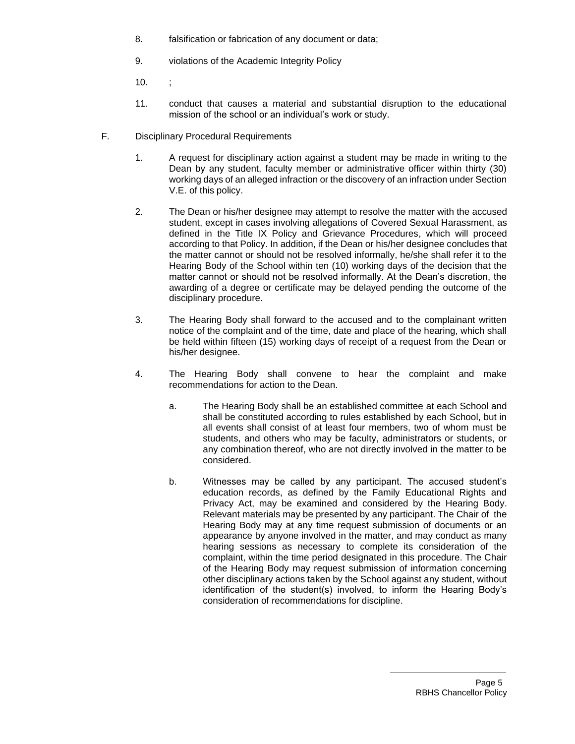8. falsification or fabrication of any document or data;

9. violations of the Academic Integrity Policy

10. ;

11. conduct that causes a material and substantial disruption to the educational mission of the school or an individual's work or study.

F. Disciplinary Procedural Requirements

1. A request for disciplinary action against a student may be made in writing to the Dean by any student, faculty member or administrative officer within thirty (30) working days of an alleged infraction or the discovery of an infraction under Section V.E. of this policy.

2. The Dean or his/her designee may attempt to resolve the matter with the accused student, except in cases involving allegations of Covered Sexual Harassment, as defined in the Title IX Policy and Grievance Procedures, which will proceed according to that Policy. In addition, if the Dean or his/her designee concludes that the matter cannot or should not be resolved informally, he/she shall refer it to the Hearing Body of the School within ten (10) working days of the decision that the matter cannot or should not be resolved informally. At the Dean's discretion, the awarding of a degree or certificate may be delayed pending the outcome of the disciplinary procedure.

3. The Hearing Body shall forward to the accused and to the complainant written notice of the complaint and of the time, date and place of the hearing, which shall be held within fifteen (15) working days of receipt of a request from the Dean or his/her designee.

4. The Hearing Body shall convene to hear the complaint and make recommendations for action to the Dean.

   a. The Hearing Body shall be an established committee at each School and shall be constituted according to rules established by each School, but in all events shall consist of at least four members, two of whom must be students, and others who may be faculty, administrators or students, or any combination thereof, who are not directly involved in the matter to be considered.

   b. Witnesses may be called by any participant. The accused student's education records, as defined by the Family Educational Rights and Privacy Act, may be examined and considered by the Hearing Body. Relevant materials may be presented by any participant. The Chair of the Hearing Body may at any time request submission of documents or an appearance by anyone involved in the matter, and may conduct as many hearing sessions as necessary to complete its consideration of the complaint, within the time period designated in this procedure. The Chair of the Hearing Body may request submission of information concerning other disciplinary actions taken by the School against any student, without identification of the student(s) involved, to inform the Hearing Body's consideration of recommendations for discipline.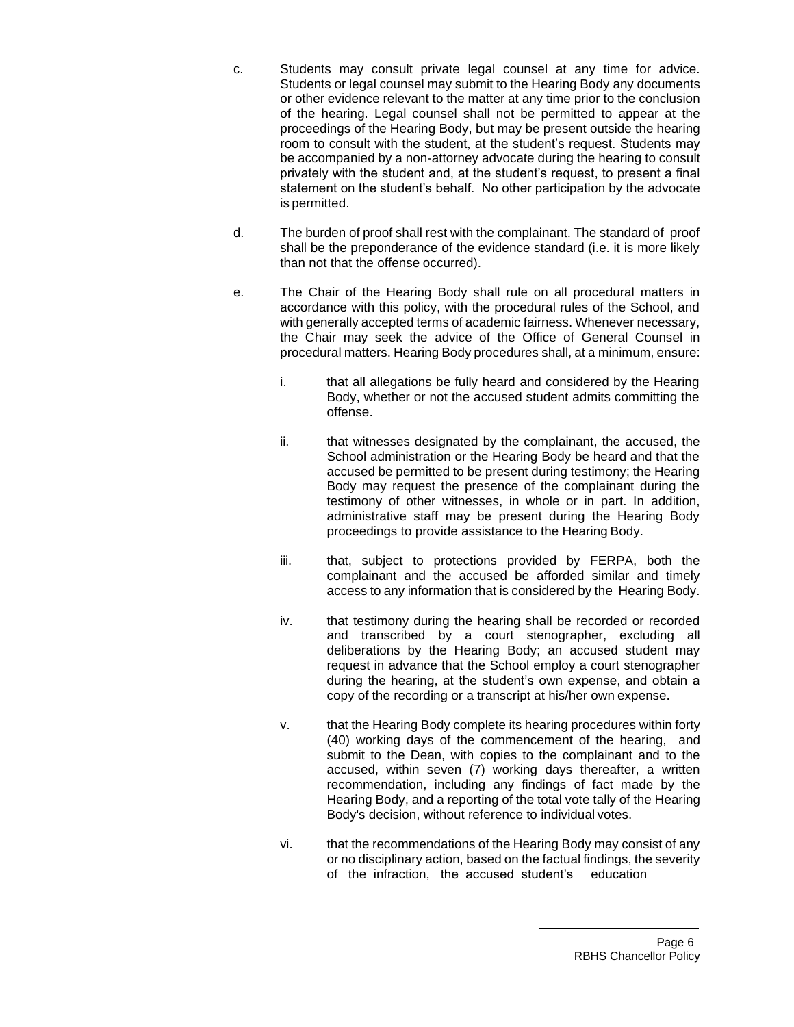c. Students may consult private legal counsel at any time for advice. Students or legal counsel may submit to the Hearing Body any documents or other evidence relevant to the matter at any time prior to the conclusion of the hearing. Legal counsel shall not be permitted to appear at the proceedings of the Hearing Body, but may be present outside the hearing room to consult with the student, at the student's request. Students may be accompanied by a non-attorney advocate during the hearing to consult privately with the student and, at the student's request, to present a final statement on the student's behalf. No other participation by the advocate is permitted.

d. The burden of proof shall rest with the complainant. The standard of proof shall be the preponderance of the evidence standard (i.e. it is more likely than not that the offense occurred).

e. The Chair of the Hearing Body shall rule on all procedural matters in accordance with this policy, with the procedural rules of the School, and with generally accepted terms of academic fairness. Whenever necessary, the Chair may seek the advice of the Office of General Counsel in procedural matters. Hearing Body procedures shall, at a minimum, ensure:

   i. that all allegations be fully heard and considered by the Hearing Body, whether or not the accused student admits committing the offense.

   ii. that witnesses designated by the complainant, the accused, the School administration or the Hearing Body be heard and that the accused be permitted to be present during testimony; the Hearing Body may request the presence of the complainant during the testimony of other witnesses, in whole or in part. In addition, administrative staff may be present during the Hearing Body proceedings to provide assistance to the Hearing Body.

   iii. that, subject to protections provided by FERPA, both the complainant and the accused be afforded similar and timely access to any information that is considered by the Hearing Body.

   iv. that testimony during the hearing shall be recorded or recorded and transcribed by a court stenographer, excluding all deliberations by the Hearing Body; an accused student may request in advance that the School employ a court stenographer during the hearing, at the student's own expense, and obtain a copy of the recording or a transcript at his/her own expense.

   v. that the Hearing Body complete its hearing procedures within forty (40) working days of the commencement of the hearing, and submit to the Dean, with copies to the complainant and to the accused, within seven (7) working days thereafter, a written recommendation, including any findings of fact made by the Hearing Body, and a reporting of the total vote tally of the Hearing Body's decision, without reference to individual votes.

   vi. that the recommendations of the Hearing Body may consist of any or no disciplinary action, based on the factual findings, the severity of the infraction, the accused student's education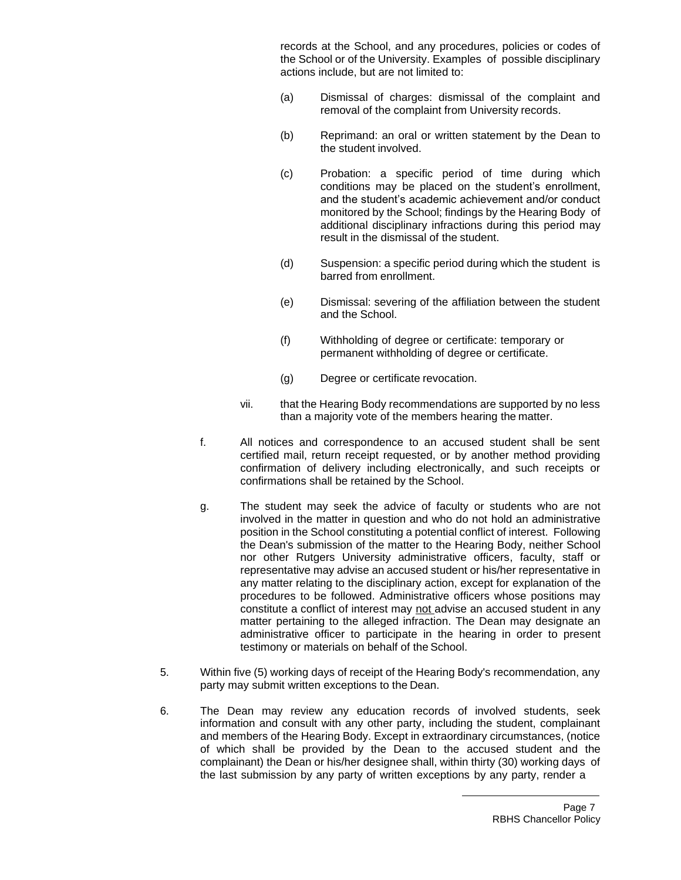records at the School, and any procedures, policies or codes of the School or of the University. Examples of possible disciplinary actions include, but are not limited to:

(a) Dismissal of charges: dismissal of the complaint and removal of the complaint from University records.

(b) Reprimand: an oral or written statement by the Dean to the student involved.

(c) Probation: a specific period of time during which conditions may be placed on the student's enrollment, and the student's academic achievement and/or conduct monitored by the School; findings by the Hearing Body of additional disciplinary infractions during this period may result in the dismissal of the student.

(d) Suspension: a specific period during which the student is barred from enrollment.

(e) Dismissal: severing of the affiliation between the student and the School.

(f) Withholding of degree or certificate: temporary or permanent withholding of degree or certificate.

(g) Degree or certificate revocation.

vii. that the Hearing Body recommendations are supported by no less than a majority vote of the members hearing the matter.

f. All notices and correspondence to an accused student shall be sent certified mail, return receipt requested, or by another method providing confirmation of delivery including electronically, and such receipts or confirmations shall be retained by the School.

g. The student may seek the advice of faculty or students who are not involved in the matter in question and who do not hold an administrative position in the School constituting a potential conflict of interest. Following the Dean's submission of the matter to the Hearing Body, neither School nor other Rutgers University administrative officers, faculty, staff or representative may advise an accused student or his/her representative in any matter relating to the disciplinary action, except for explanation of the procedures to be followed. Administrative officers whose positions may constitute a conflict of interest may not advise an accused student in any matter pertaining to the alleged infraction. The Dean may designate an administrative officer to participate in the hearing in order to present testimony or materials on behalf of the School.

5. Within five (5) working days of receipt of the Hearing Body's recommendation, any party may submit written exceptions to the Dean.

6. The Dean may review any education records of involved students, seek information and consult with any other party, including the student, complainant and members of the Hearing Body. Except in extraordinary circumstances, (notice of which shall be provided by the Dean to the accused student and the complainant) the Dean or his/her designee shall, within thirty (30) working days of the last submission by any party of written exceptions by any party, render a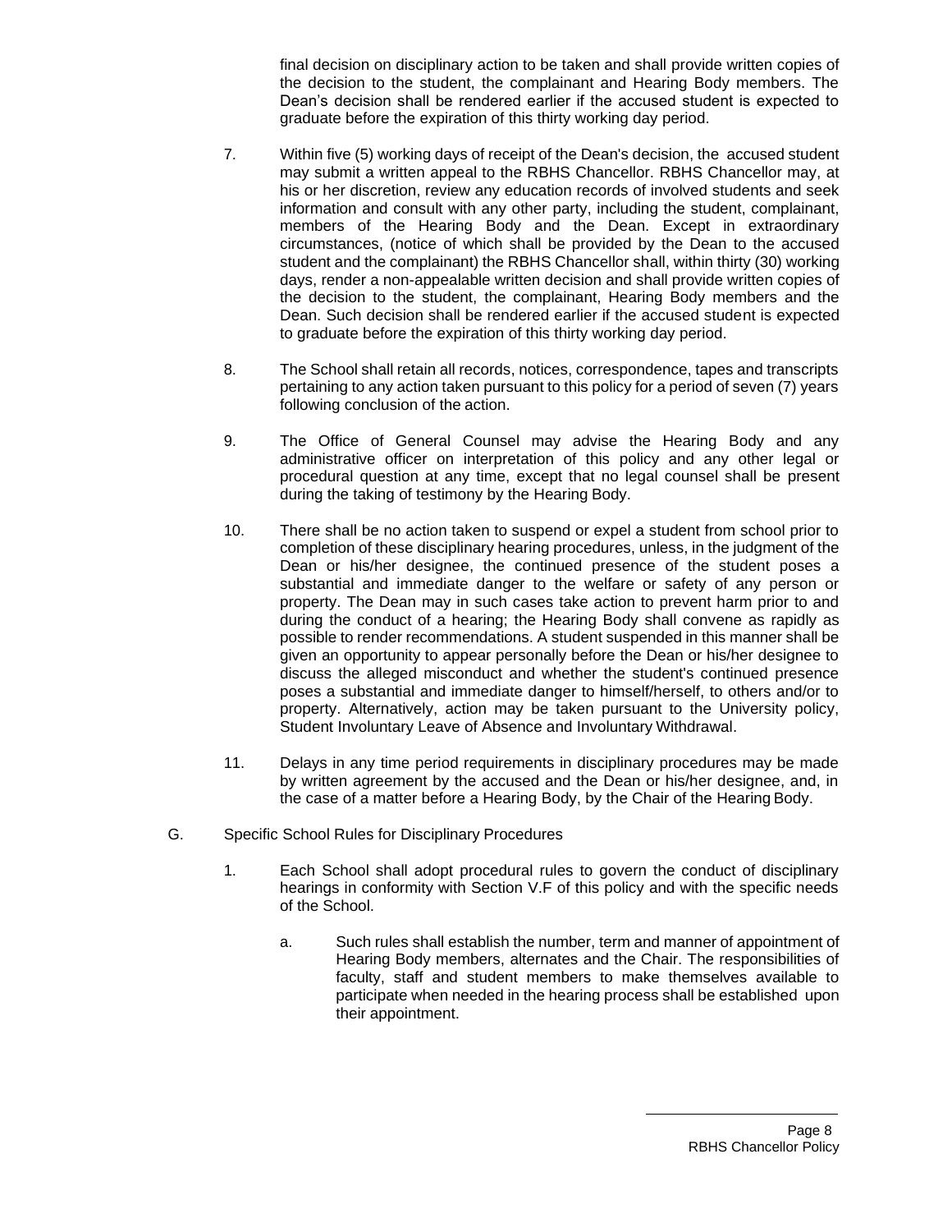final decision on disciplinary action to be taken and shall provide written copies of the decision to the student, the complainant and Hearing Body members. The Dean's decision shall be rendered earlier if the accused student is expected to graduate before the expiration of this thirty working day period.

7. Within five (5) working days of receipt of the Dean's decision, the accused student may submit a written appeal to the RBHS Chancellor. RBHS Chancellor may, at his or her discretion, review any education records of involved students and seek information and consult with any other party, including the student, complainant, members of the Hearing Body and the Dean. Except in extraordinary circumstances, (notice of which shall be provided by the Dean to the accused student and the complainant) the RBHS Chancellor shall, within thirty (30) working days, render a non-appealable written decision and shall provide written copies of the decision to the student, the complainant, Hearing Body members and the Dean. Such decision shall be rendered earlier if the accused student is expected to graduate before the expiration of this thirty working day period.

8. The School shall retain all records, notices, correspondence, tapes and transcripts pertaining to any action taken pursuant to this policy for a period of seven (7) years following conclusion of the action.

9. The Office of General Counsel may advise the Hearing Body and any administrative officer on interpretation of this policy and any other legal or procedural question at any time, except that no legal counsel shall be present during the taking of testimony by the Hearing Body.

10. There shall be no action taken to suspend or expel a student from school prior to completion of these disciplinary hearing procedures, unless, in the judgment of the Dean or his/her designee, the continued presence of the student poses a substantial and immediate danger to the welfare or safety of any person or property. The Dean may in such cases take action to prevent harm prior to and during the conduct of a hearing; the Hearing Body shall convene as rapidly as possible to render recommendations. A student suspended in this manner shall be given an opportunity to appear personally before the Dean or his/her designee to discuss the alleged misconduct and whether the student's continued presence poses a substantial and immediate danger to himself/herself, to others and/or to property. Alternatively, action may be taken pursuant to the University policy, Student Involuntary Leave of Absence and Involuntary Withdrawal.

11. Delays in any time period requirements in disciplinary procedures may be made by written agreement by the accused and the Dean or his/her designee, and, in the case of a matter before a Hearing Body, by the Chair of the Hearing Body.

G. Specific School Rules for Disciplinary Procedures

1. Each School shall adopt procedural rules to govern the conduct of disciplinary hearings in conformity with Section V.F of this policy and with the specific needs of the School.

   a. Such rules shall establish the number, term and manner of appointment of Hearing Body members, alternates and the Chair. The responsibilities of faculty, staff and student members to make themselves available to participate when needed in the hearing process shall be established upon their appointment.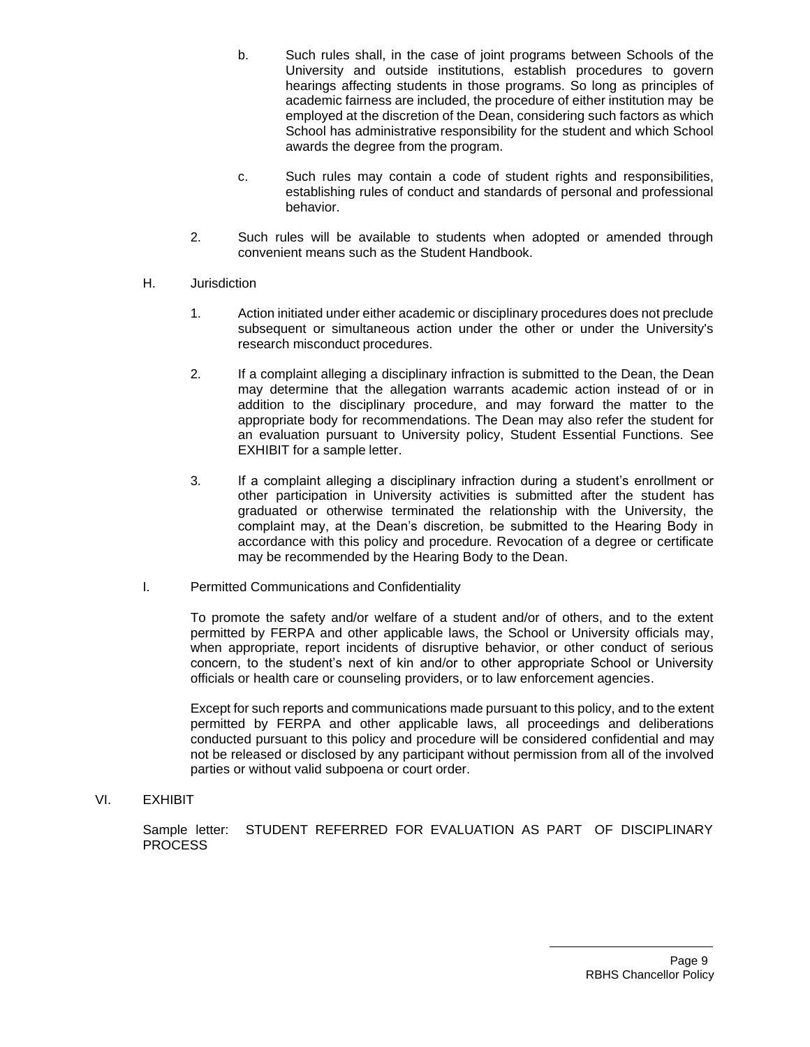b. Such rules shall, in the case of joint programs between Schools of the University and outside institutions, establish procedures to govern hearings affecting students in those programs. So long as principles of academic fairness are included, the procedure of either institution may be employed at the discretion of the Dean, considering such factors as which School has administrative responsibility for the student and which School awards the degree from the program.

c. Such rules may contain a code of student rights and responsibilities, establishing rules of conduct and standards of personal and professional behavior.

2. Such rules will be available to students when adopted or amended through convenient means such as the Student Handbook.

H. Jurisdiction

1. Action initiated under either academic or disciplinary procedures does not preclude subsequent or simultaneous action under the other or under the University's research misconduct procedures.

2. If a complaint alleging a disciplinary infraction is submitted to the Dean, the Dean may determine that the allegation warrants academic action instead of or in addition to the disciplinary procedure, and may forward the matter to the appropriate body for recommendations. The Dean may also refer the student for an evaluation pursuant to University policy, Student Essential Functions. See EXHIBIT for a sample letter.

3. If a complaint alleging a disciplinary infraction during a student's enrollment or other participation in University activities is submitted after the student has graduated or otherwise terminated the relationship with the University, the complaint may, at the Dean's discretion, be submitted to the Hearing Body in accordance with this policy and procedure. Revocation of a degree or certificate may be recommended by the Hearing Body to the Dean.

I. Permitted Communications and Confidentiality

To promote the safety and/or welfare of a student and/or of others, and to the extent permitted by FERPA and other applicable laws, the School or University officials may, when appropriate, report incidents of disruptive behavior, or other conduct of serious concern, to the student's next of kin and/or to other appropriate School or University officials or health care or counseling providers, or to law enforcement agencies.

Except for such reports and communications made pursuant to this policy, and to the extent permitted by FERPA and other applicable laws, all proceedings and deliberations conducted pursuant to this policy and procedure will be considered confidential and may not be released or disclosed by any participant without permission from all of the involved parties or without valid subpoena or court order.

VI. EXHIBIT

Sample letter: STUDENT REFERRED FOR EVALUATION AS PART OF DISCIPLINARY PROCESS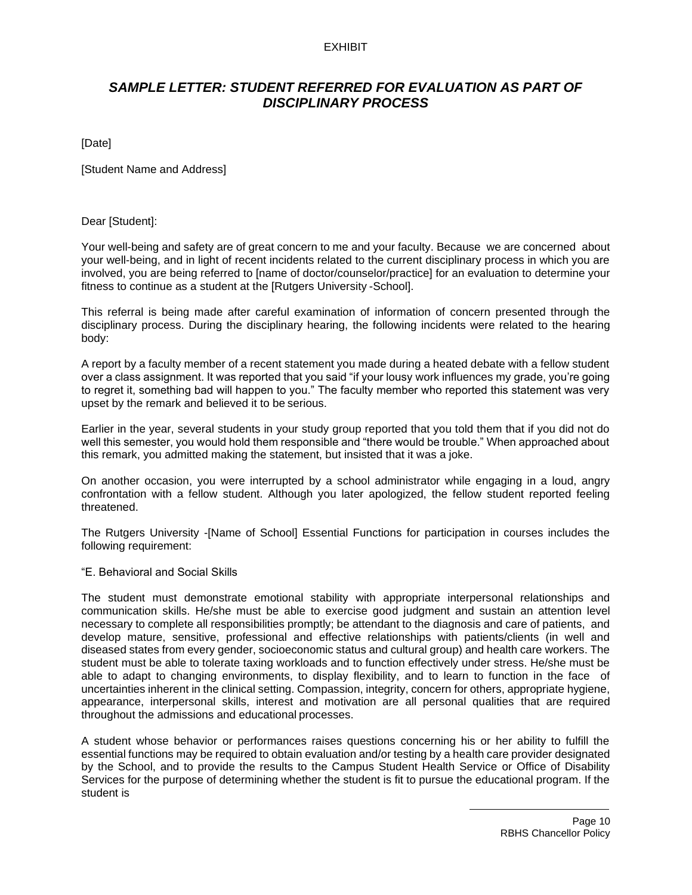EXHIBIT

## *SAMPLE LETTER: STUDENT REFERRED FOR EVALUATION AS PART OF DISCIPLINARY PROCESS*

[Date]

[Student Name and Address]

Dear [Student]:

Your well-being and safety are of great concern to me and your faculty. Because we are concerned about your well-being, and in light of recent incidents related to the current disciplinary process in which you are involved, you are being referred to [name of doctor/counselor/practice] for an evaluation to determine your fitness to continue as a student at the [Rutgers University -School].

This referral is being made after careful examination of information of concern presented through the disciplinary process. During the disciplinary hearing, the following incidents were related to the hearing body:

A report by a faculty member of a recent statement you made during a heated debate with a fellow student over a class assignment. It was reported that you said "if your lousy work influences my grade, you're going to regret it, something bad will happen to you." The faculty member who reported this statement was very upset by the remark and believed it to be serious.

Earlier in the year, several students in your study group reported that you told them that if you did not do well this semester, you would hold them responsible and "there would be trouble." When approached about this remark, you admitted making the statement, but insisted that it was a joke.

On another occasion, you were interrupted by a school administrator while engaging in a loud, angry confrontation with a fellow student. Although you later apologized, the fellow student reported feeling threatened.

The Rutgers University -[Name of School] Essential Functions for participation in courses includes the following requirement:

"E. Behavioral and Social Skills

The student must demonstrate emotional stability with appropriate interpersonal relationships and communication skills. He/she must be able to exercise good judgment and sustain an attention level necessary to complete all responsibilities promptly; be attendant to the diagnosis and care of patients, and develop mature, sensitive, professional and effective relationships with patients/clients (in well and diseased states from every gender, socioeconomic status and cultural group) and health care workers. The student must be able to tolerate taxing workloads and to function effectively under stress. He/she must be able to adapt to changing environments, to display flexibility, and to learn to function in the face of uncertainties inherent in the clinical setting. Compassion, integrity, concern for others, appropriate hygiene, appearance, interpersonal skills, interest and motivation are all personal qualities that are required throughout the admissions and educational processes.

A student whose behavior or performances raises questions concerning his or her ability to fulfill the essential functions may be required to obtain evaluation and/or testing by a health care provider designated by the School, and to provide the results to the Campus Student Health Service or Office of Disability Services for the purpose of determining whether the student is fit to pursue the educational program. If the student is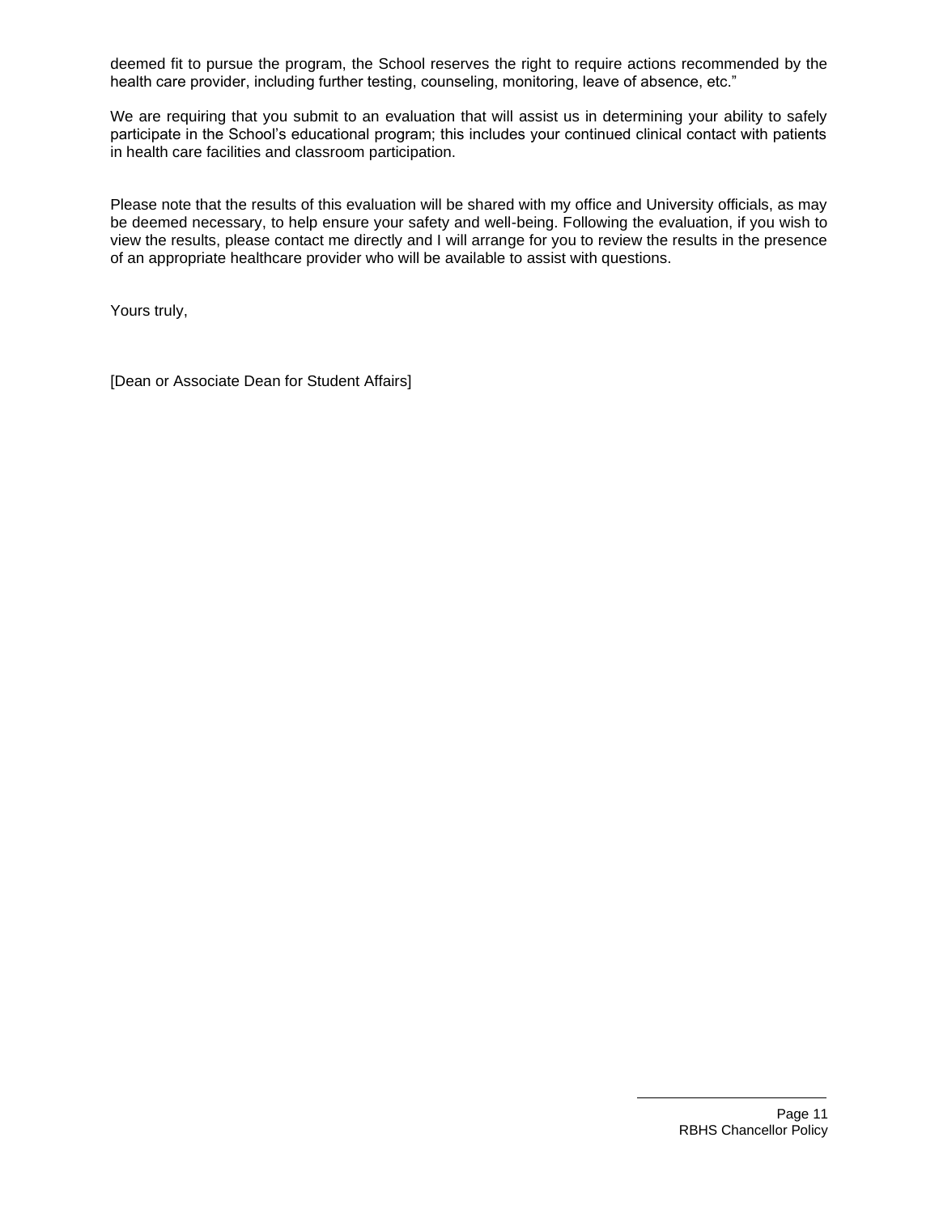deemed fit to pursue the program, the School reserves the right to require actions recommended by the health care provider, including further testing, counseling, monitoring, leave of absence, etc."

We are requiring that you submit to an evaluation that will assist us in determining your ability to safely participate in the School's educational program; this includes your continued clinical contact with patients in health care facilities and classroom participation.

Please note that the results of this evaluation will be shared with my office and University officials, as may be deemed necessary, to help ensure your safety and well-being. Following the evaluation, if you wish to view the results, please contact me directly and I will arrange for you to review the results in the presence of an appropriate healthcare provider who will be available to assist with questions.

Yours truly,

[Dean or Associate Dean for Student Affairs]